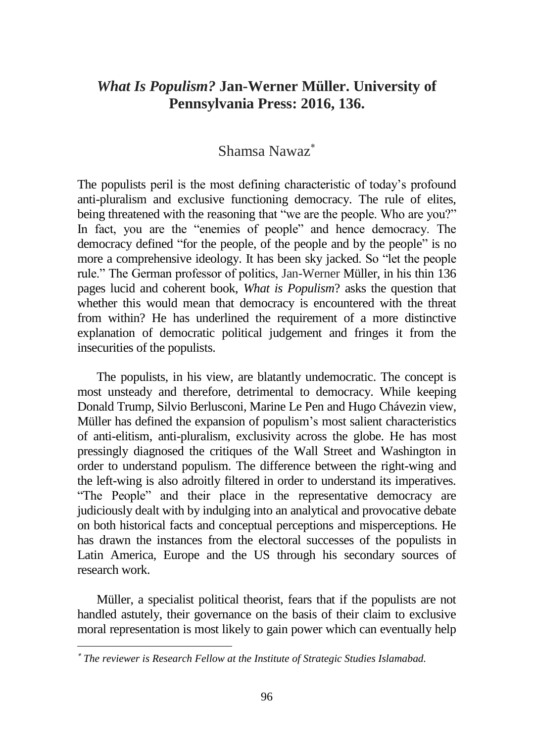# *What Is Populism?* Jan-Werner Müller. University of Pennsylvania Press: 2016, 136.

Shamsa Nawaz[*]

The populists peril is the most defining characteristic of today's profound anti-pluralism and exclusive functioning democracy. The rule of elites, being threatened with the reasoning that "we are the people. Who are you?" In fact, you are the "enemies of people" and hence democracy. The democracy defined "for the people, of the people and by the people" is no more a comprehensive ideology. It has been sky jacked. So "let the people rule." The German professor of politics, Jan-Werner Müller, in his thin 136 pages lucid and coherent book, *What is Populism*? asks the question that whether this would mean that democracy is encountered with the threat from within? He has underlined the requirement of a more distinctive explanation of democratic political judgement and fringes it from the insecurities of the populists.

The populists, in his view, are blatantly undemocratic. The concept is most unsteady and therefore, detrimental to democracy. While keeping Donald Trump, Silvio Berlusconi, Marine Le Pen and Hugo Chávezin view, Müller has defined the expansion of populism's most salient characteristics of anti-elitism, anti-pluralism, exclusivity across the globe. He has most pressingly diagnosed the critiques of the Wall Street and Washington in order to understand populism. The difference between the right-wing and the left-wing is also adroitly filtered in order to understand its imperatives. "The People" and their place in the representative democracy are judiciously dealt with by indulging into an analytical and provocative debate on both historical facts and conceptual perceptions and misperceptions. He has drawn the instances from the electoral successes of the populists in Latin America, Europe and the US through his secondary sources of research work.

Müller, a specialist political theorist, fears that if the populists are not handled astutely, their governance on the basis of their claim to exclusive moral representation is most likely to gain power which can eventually help

[*] *The reviewer is Research Fellow at the Institute of Strategic Studies Islamabad.*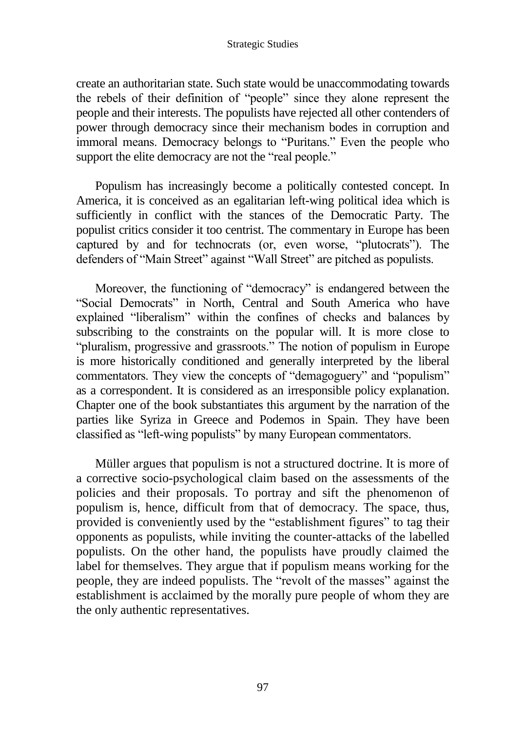create an authoritarian state. Such state would be unaccommodating towards the rebels of their definition of "people" since they alone represent the people and their interests. The populists have rejected all other contenders of power through democracy since their mechanism bodes in corruption and immoral means. Democracy belongs to "Puritans." Even the people who support the elite democracy are not the "real people."

Populism has increasingly become a politically contested concept. In America, it is conceived as an egalitarian left-wing political idea which is sufficiently in conflict with the stances of the Democratic Party. The populist critics consider it too centrist. The commentary in Europe has been captured by and for technocrats (or, even worse, "plutocrats"). The defenders of "Main Street" against "Wall Street" are pitched as populists.

Moreover, the functioning of "democracy" is endangered between the "Social Democrats" in North, Central and South America who have explained "liberalism" within the confines of checks and balances by subscribing to the constraints on the popular will. It is more close to "pluralism, progressive and grassroots." The notion of populism in Europe is more historically conditioned and generally interpreted by the liberal commentators. They view the concepts of "demagoguery" and "populism" as a correspondent. It is considered as an irresponsible policy explanation. Chapter one of the book substantiates this argument by the narration of the parties like Syriza in Greece and Podemos in Spain. They have been classified as "left-wing populists" by many European commentators.

Müller argues that populism is not a structured doctrine. It is more of a corrective socio-psychological claim based on the assessments of the policies and their proposals. To portray and sift the phenomenon of populism is, hence, difficult from that of democracy. The space, thus, provided is conveniently used by the "establishment figures" to tag their opponents as populists, while inviting the counter-attacks of the labelled populists. On the other hand, the populists have proudly claimed the label for themselves. They argue that if populism means working for the people, they are indeed populists. The "revolt of the masses" against the establishment is acclaimed by the morally pure people of whom they are the only authentic representatives.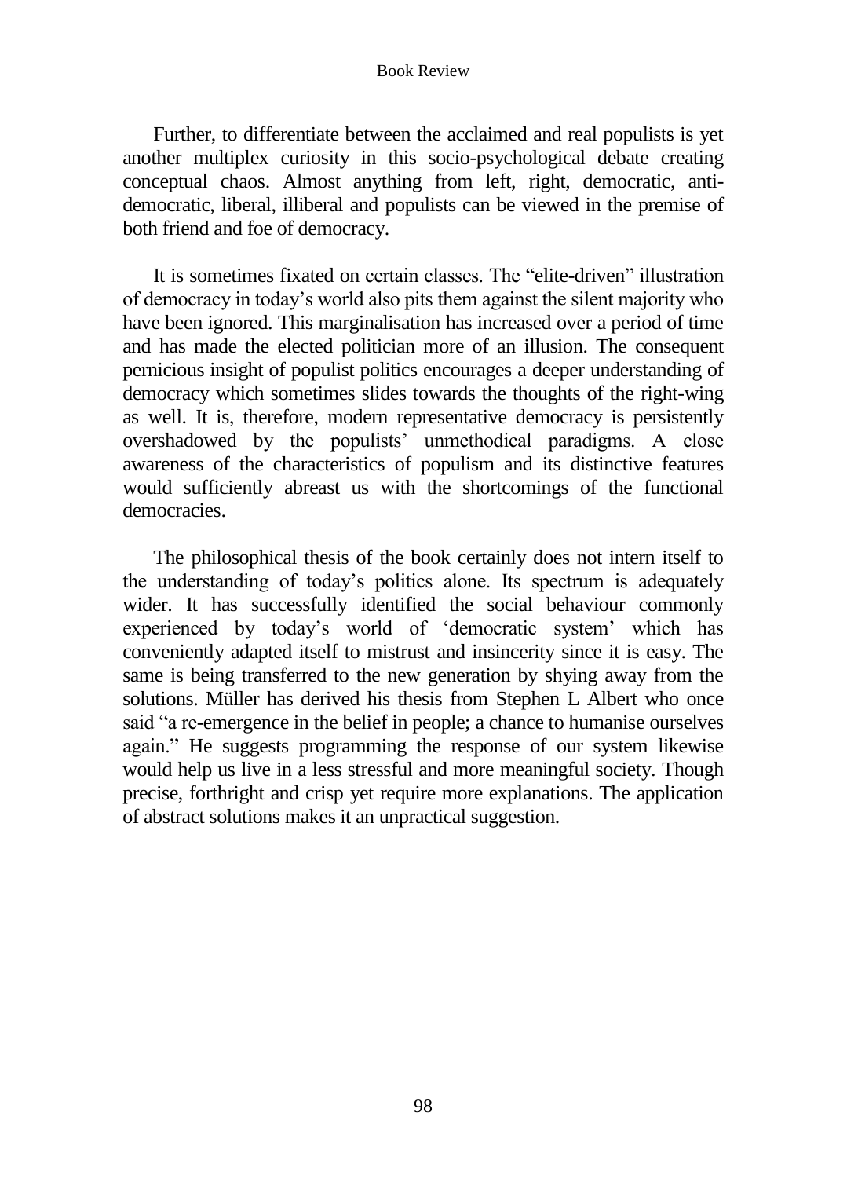Further, to differentiate between the acclaimed and real populists is yet another multiplex curiosity in this socio-psychological debate creating conceptual chaos. Almost anything from left, right, democratic, anti-democratic, liberal, illiberal and populists can be viewed in the premise of both friend and foe of democracy.

It is sometimes fixated on certain classes. The "elite-driven" illustration of democracy in today's world also pits them against the silent majority who have been ignored. This marginalisation has increased over a period of time and has made the elected politician more of an illusion. The consequent pernicious insight of populist politics encourages a deeper understanding of democracy which sometimes slides towards the thoughts of the right-wing as well. It is, therefore, modern representative democracy is persistently overshadowed by the populists' unmethodical paradigms. A close awareness of the characteristics of populism and its distinctive features would sufficiently abreast us with the shortcomings of the functional democracies.

The philosophical thesis of the book certainly does not intern itself to the understanding of today's politics alone. Its spectrum is adequately wider. It has successfully identified the social behaviour commonly experienced by today's world of 'democratic system' which has conveniently adapted itself to mistrust and insincerity since it is easy. The same is being transferred to the new generation by shying away from the solutions. Müller has derived his thesis from Stephen L Albert who once said "a re-emergence in the belief in people; a chance to humanise ourselves again." He suggests programming the response of our system likewise would help us live in a less stressful and more meaningful society. Though precise, forthright and crisp yet require more explanations. The application of abstract solutions makes it an unpractical suggestion.